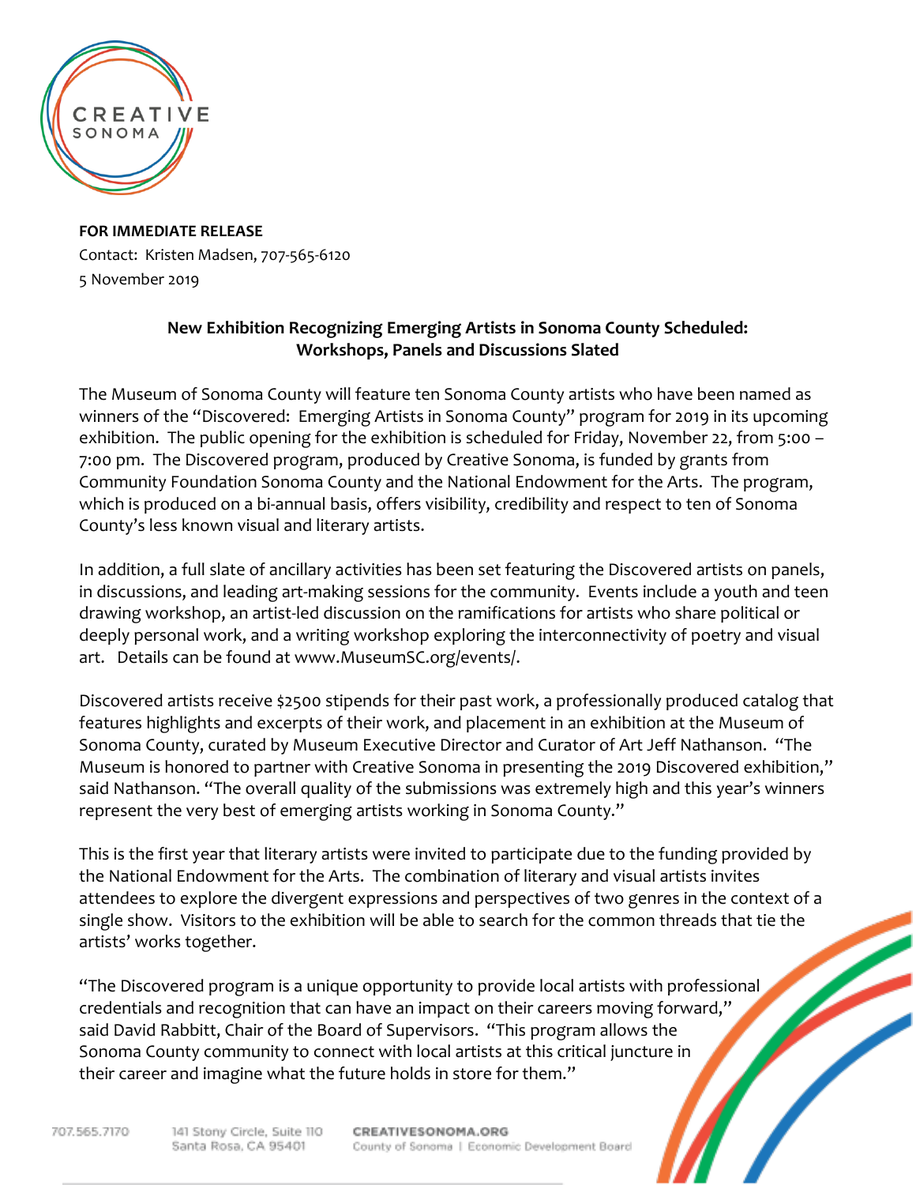**FOR IMMEDIATE RELEASE**
Contact: Kristen Madsen, 707-565-6120
5 November 2019

**New Exhibition Recognizing Emerging Artists in Sonoma County Scheduled: Workshops, Panels and Discussions Slated**

The Museum of Sonoma County will feature ten Sonoma County artists who have been named as winners of the "Discovered: Emerging Artists in Sonoma County" program for 2019 in its upcoming exhibition. The public opening for the exhibition is scheduled for Friday, November 22, from 5:00 – 7:00 pm. The Discovered program, produced by Creative Sonoma, is funded by grants from Community Foundation Sonoma County and the National Endowment for the Arts. The program, which is produced on a bi-annual basis, offers visibility, credibility and respect to ten of Sonoma County's less known visual and literary artists.

In addition, a full slate of ancillary activities has been set featuring the Discovered artists on panels, in discussions, and leading art-making sessions for the community. Events include a youth and teen drawing workshop, an artist-led discussion on the ramifications for artists who share political or deeply personal work, and a writing workshop exploring the interconnectivity of poetry and visual art. Details can be found at www.MuseumSC.org/events/.

Discovered artists receive $2500 stipends for their past work, a professionally produced catalog that features highlights and excerpts of their work, and placement in an exhibition at the Museum of Sonoma County, curated by Museum Executive Director and Curator of Art Jeff Nathanson. "The Museum is honored to partner with Creative Sonoma in presenting the 2019 Discovered exhibition," said Nathanson. "The overall quality of the submissions was extremely high and this year's winners represent the very best of emerging artists working in Sonoma County."

This is the first year that literary artists were invited to participate due to the funding provided by the National Endowment for the Arts. The combination of literary and visual artists invites attendees to explore the divergent expressions and perspectives of two genres in the context of a single show. Visitors to the exhibition will be able to search for the common threads that tie the artists' works together.

"The Discovered program is a unique opportunity to provide local artists with professional credentials and recognition that can have an impact on their careers moving forward," said David Rabbitt, Chair of the Board of Supervisors. "This program allows the Sonoma County community to connect with local artists at this critical juncture in their career and imagine what the future holds in store for them."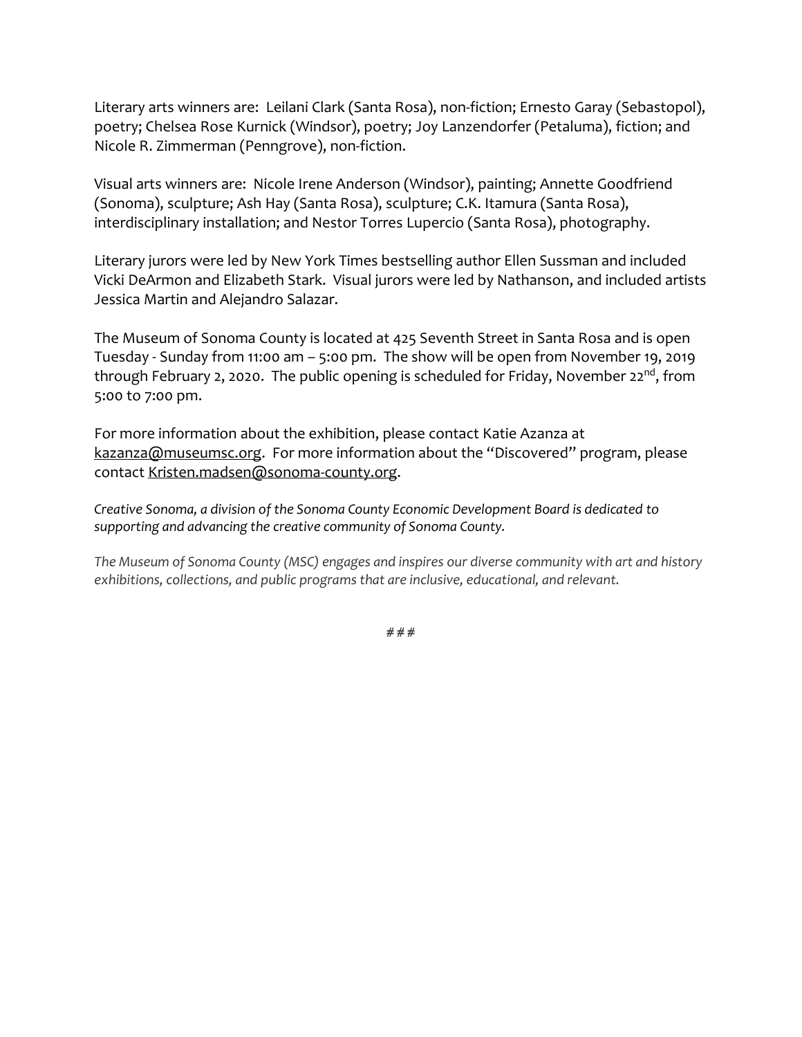Literary arts winners are:  Leilani Clark (Santa Rosa), non-fiction; Ernesto Garay (Sebastopol), poetry; Chelsea Rose Kurnick (Windsor), poetry; Joy Lanzendorfer (Petaluma), fiction; and Nicole R. Zimmerman (Penngrove), non-fiction.

Visual arts winners are:  Nicole Irene Anderson (Windsor), painting; Annette Goodfriend (Sonoma), sculpture; Ash Hay (Santa Rosa), sculpture; C.K. Itamura (Santa Rosa), interdisciplinary installation; and Nestor Torres Lupercio (Santa Rosa), photography.

Literary jurors were led by New York Times bestselling author Ellen Sussman and included Vicki DeArmon and Elizabeth Stark.  Visual jurors were led by Nathanson, and included artists Jessica Martin and Alejandro Salazar.

The Museum of Sonoma County is located at 425 Seventh Street in Santa Rosa and is open Tuesday - Sunday from 11:00 am – 5:00 pm.  The show will be open from November 19, 2019 through February 2, 2020.  The public opening is scheduled for Friday, November 22nd, from 5:00 to 7:00 pm.

For more information about the exhibition, please contact Katie Azanza at kazanza@museumsc.org.  For more information about the "Discovered" program, please contact Kristen.madsen@sonoma-county.org.

*Creative Sonoma, a division of the Sonoma County Economic Development Board is dedicated to supporting and advancing the creative community of Sonoma County.*

*The Museum of Sonoma County (MSC) engages and inspires our diverse community with art and history exhibitions, collections, and public programs that are inclusive, educational, and relevant.*

# # #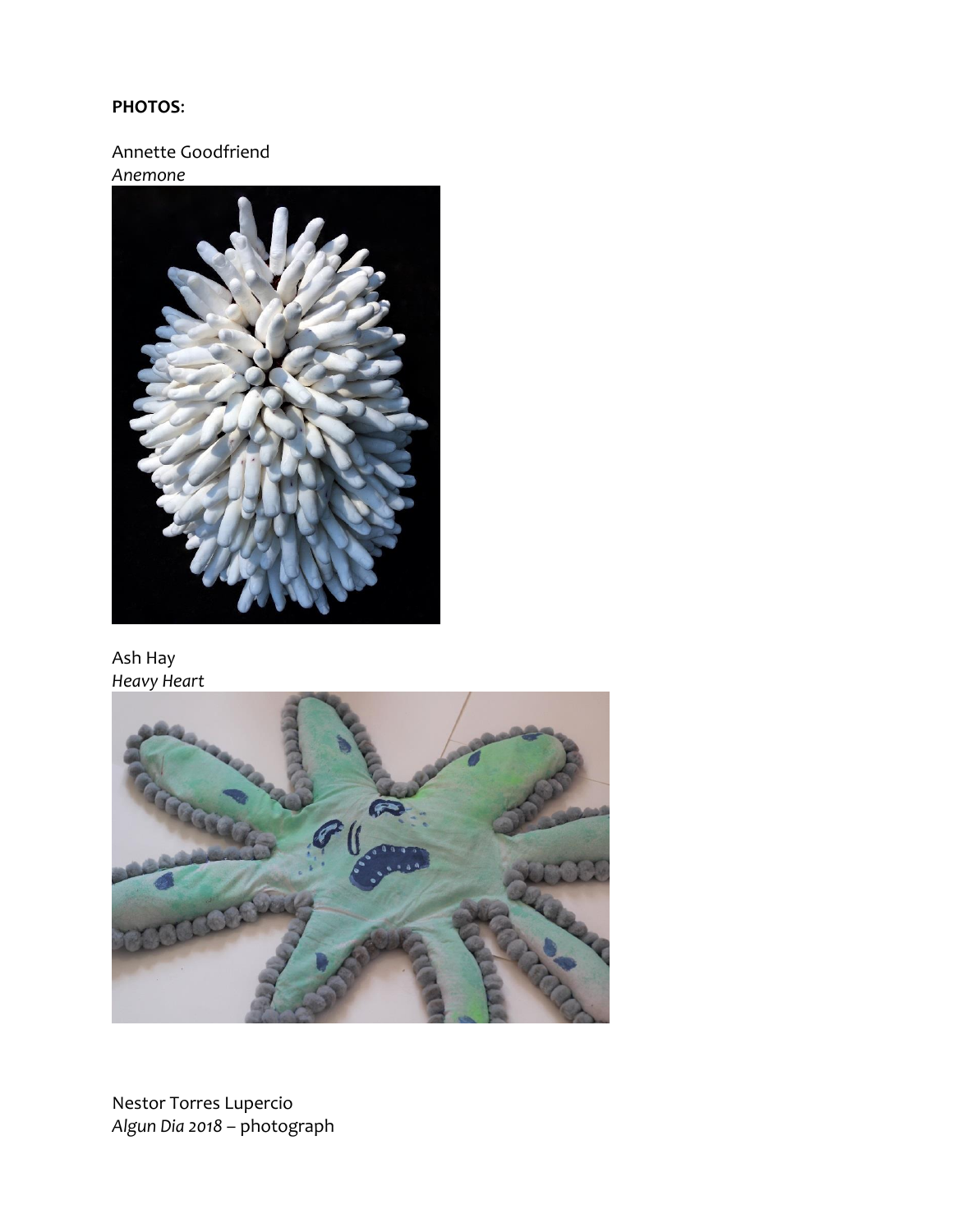**PHOTOS:**

Annette Goodfriend
*Anemone*

Ash Hay
*Heavy Heart*

Nestor Torres Lupercio
*Algun Dia 2018* – photograph